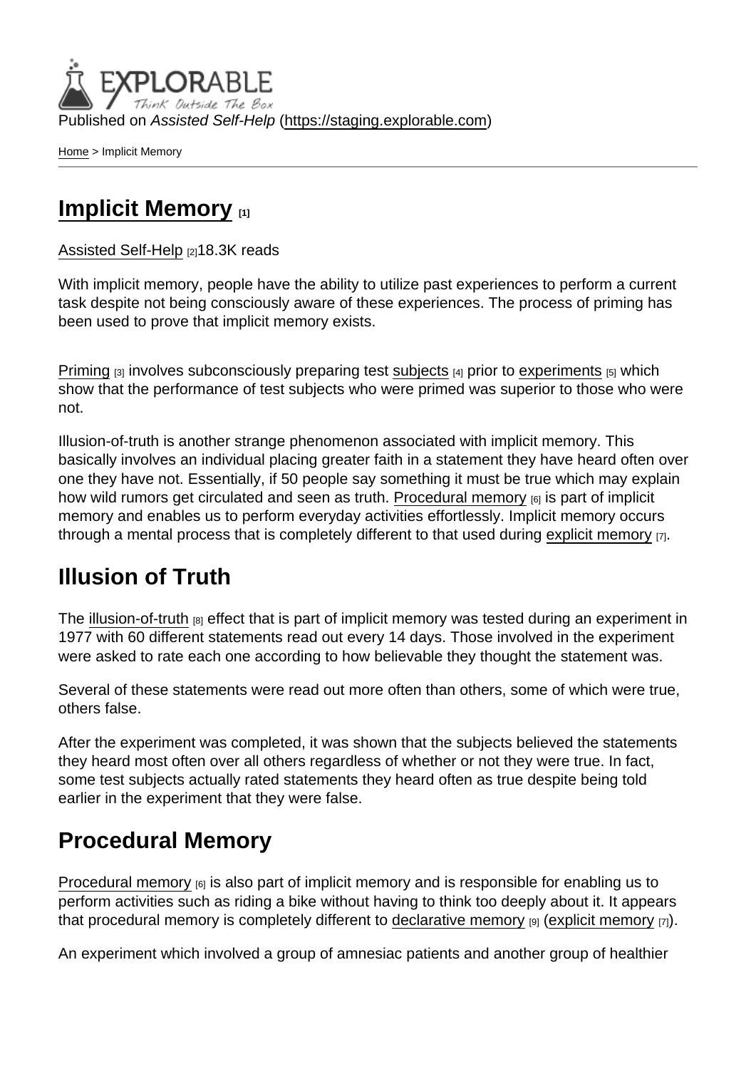Published on *Assisted Self-Help* (https://staging.explorable.com)

Home > Implicit Memory

# Implicit Memory [1]

Assisted Self-Help [2]18.3K reads

With implicit memory, people have the ability to utilize past experiences to perform a current task despite not being consciously aware of these experiences. The process of priming has been used to prove that implicit memory exists.

Priming [3] involves subconsciously preparing test subjects [4] prior to experiments [5] which show that the performance of test subjects who were primed was superior to those who were not.

Illusion-of-truth is another strange phenomenon associated with implicit memory. This basically involves an individual placing greater faith in a statement they have heard often over one they have not. Essentially, if 50 people say something it must be true which may explain how wild rumors get circulated and seen as truth. Procedural memory [6] is part of implicit memory and enables us to perform everyday activities effortlessly. Implicit memory occurs through a mental process that is completely different to that used during explicit memory [7].

## Illusion of Truth

The illusion-of-truth [8] effect that is part of implicit memory was tested during an experiment in 1977 with 60 different statements read out every 14 days. Those involved in the experiment were asked to rate each one according to how believable they thought the statement was.

Several of these statements were read out more often than others, some of which were true, others false.

After the experiment was completed, it was shown that the subjects believed the statements they heard most often over all others regardless of whether or not they were true. In fact, some test subjects actually rated statements they heard often as true despite being told earlier in the experiment that they were false.

## Procedural Memory

Procedural memory [6] is also part of implicit memory and is responsible for enabling us to perform activities such as riding a bike without having to think too deeply about it. It appears that procedural memory is completely different to declarative memory [9] (explicit memory [7]).

An experiment which involved a group of amnesiac patients and another group of healthier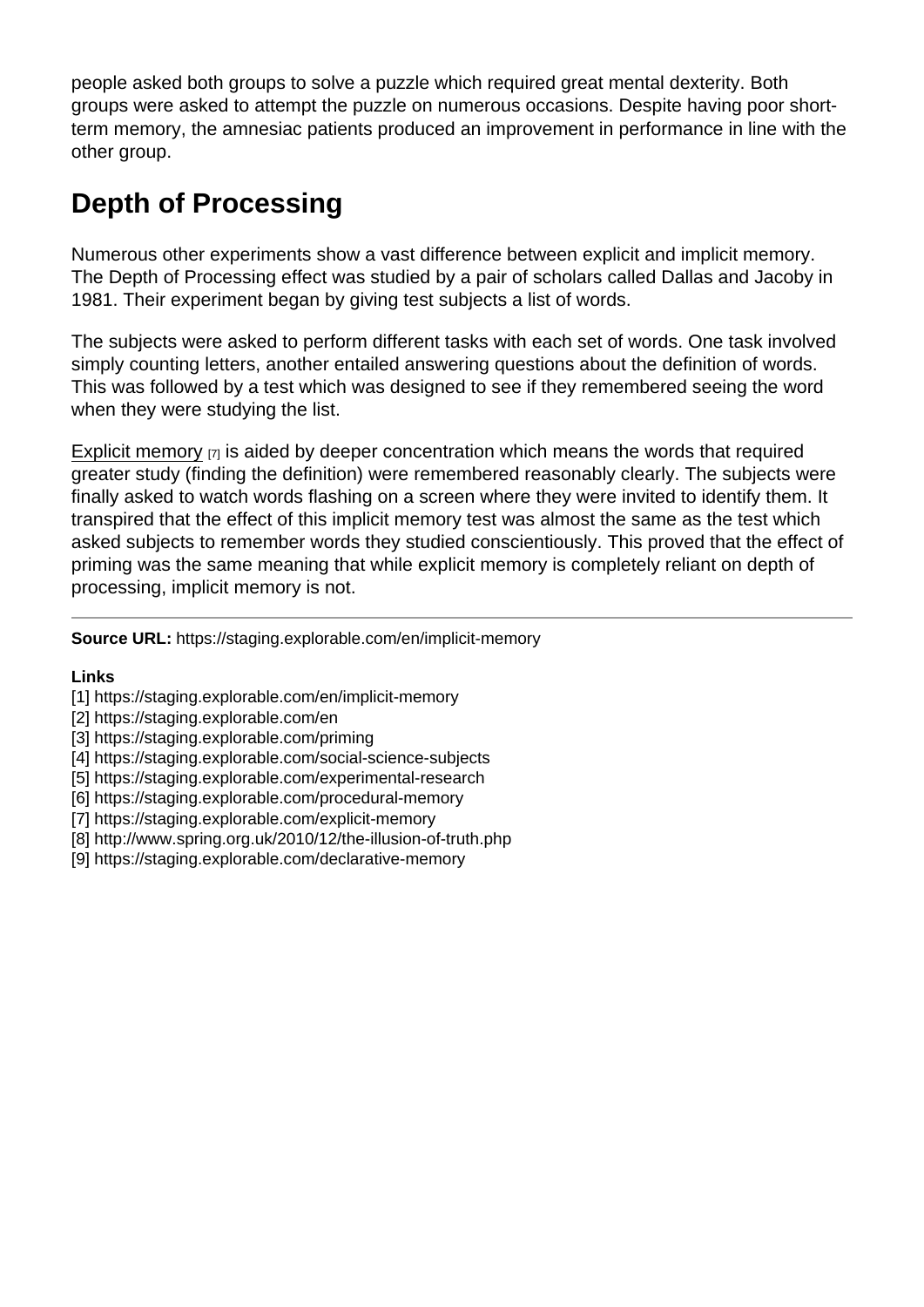people asked both groups to solve a puzzle which required great mental dexterity. Both groups were asked to attempt the puzzle on numerous occasions. Despite having poor short-term memory, the amnesiac patients produced an improvement in performance in line with the other group.

## Depth of Processing

Numerous other experiments show a vast difference between explicit and implicit memory. The Depth of Processing effect was studied by a pair of scholars called Dallas and Jacoby in 1981. Their experiment began by giving test subjects a list of words.

The subjects were asked to perform different tasks with each set of words. One task involved simply counting letters, another entailed answering questions about the definition of words. This was followed by a test which was designed to see if they remembered seeing the word when they were studying the list.

Explicit memory [7] is aided by deeper concentration which means the words that required greater study (finding the definition) were remembered reasonably clearly. The subjects were finally asked to watch words flashing on a screen where they were invited to identify them. It transpired that the effect of this implicit memory test was almost the same as the test which asked subjects to remember words they studied conscientiously. This proved that the effect of priming was the same meaning that while explicit memory is completely reliant on depth of processing, implicit memory is not.

---

**Source URL:** https://staging.explorable.com/en/implicit-memory

**Links**
[1] https://staging.explorable.com/en/implicit-memory
[2] https://staging.explorable.com/en
[3] https://staging.explorable.com/priming
[4] https://staging.explorable.com/social-science-subjects
[5] https://staging.explorable.com/experimental-research
[6] https://staging.explorable.com/procedural-memory
[7] https://staging.explorable.com/explicit-memory
[8] http://www.spring.org.uk/2010/12/the-illusion-of-truth.php
[9] https://staging.explorable.com/declarative-memory